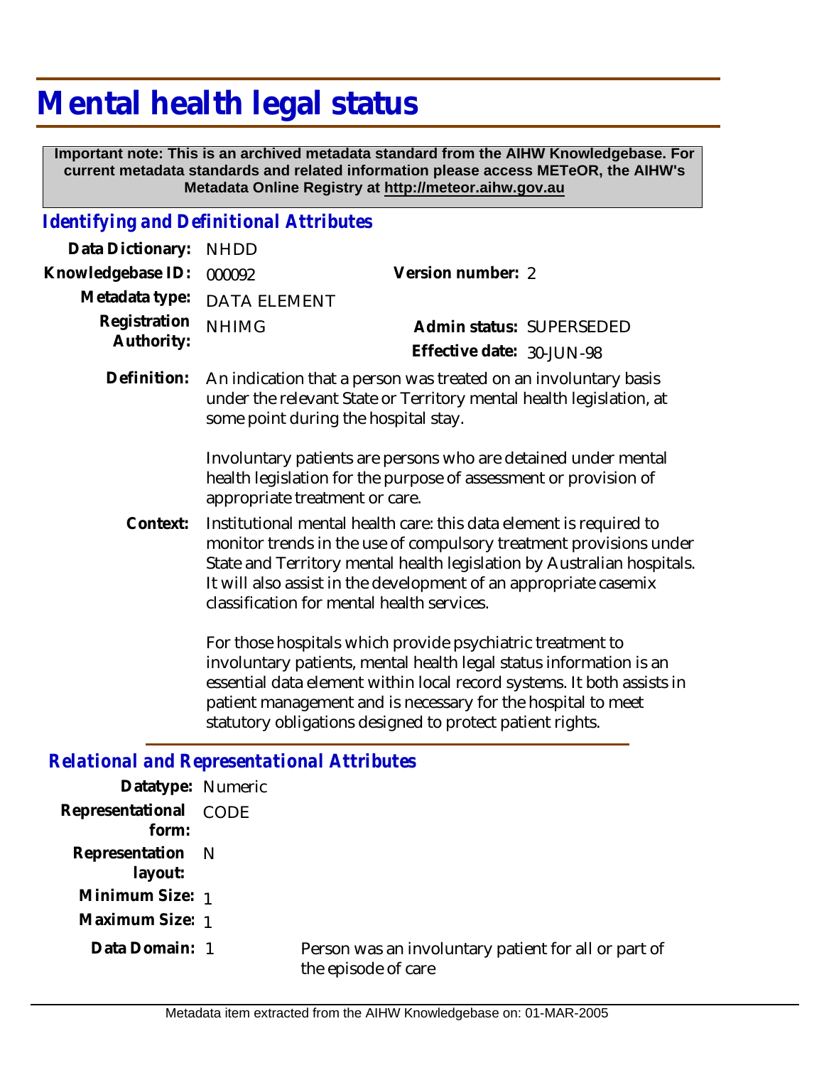# Mental health legal status

**Important note: This is an archived metadata standard from the AIHW Knowledgebase. For current metadata standards and related information please access METeOR, the AIHW's Metadata Online Registry at http://meteor.aihw.gov.au**

## *Identifying and Definitional Attributes*

**Data Dictionary:** NHDD

**Knowledgebase ID:** 000092

**Version number:** 2

**Metadata type:** DATA ELEMENT

**Registration Authority:** NHIMG

**Admin status:** SUPERSEDED

**Effective date:** 30-JUN-98

**Definition:** An indication that a person was treated on an involuntary basis under the relevant State or Territory mental health legislation, at some point during the hospital stay.

Involuntary patients are persons who are detained under mental health legislation for the purpose of assessment or provision of appropriate treatment or care.

**Context:** Institutional mental health care: this data element is required to monitor trends in the use of compulsory treatment provisions under State and Territory mental health legislation by Australian hospitals. It will also assist in the development of an appropriate casemix classification for mental health services.

For those hospitals which provide psychiatric treatment to involuntary patients, mental health legal status information is an essential data element within local record systems. It both assists in patient management and is necessary for the hospital to meet statutory obligations designed to protect patient rights.

## *Relational and Representational Attributes*

**Datatype:** Numeric

**Representational form:** CODE

**Representation layout:** N

**Minimum Size:** 1

**Maximum Size:** 1

**Data Domain:** 1 Person was an involuntary patient for all or part of the episode of care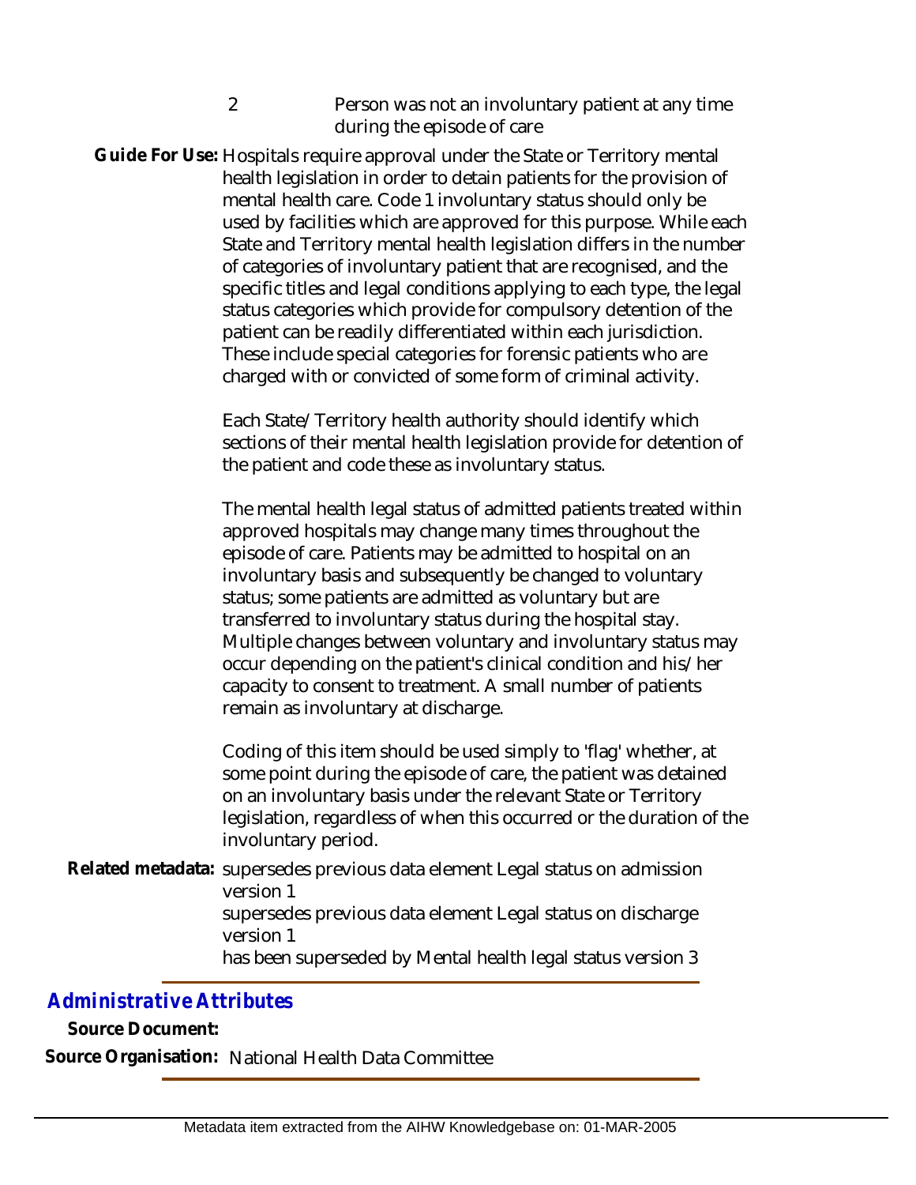| | |
|---|---|
| 2 | Person was not an involuntary patient at any time during the episode of care |

**Guide For Use:** Hospitals require approval under the State or Territory mental health legislation in order to detain patients for the provision of mental health care. Code 1 involuntary status should only be used by facilities which are approved for this purpose. While each State and Territory mental health legislation differs in the number of categories of involuntary patient that are recognised, and the specific titles and legal conditions applying to each type, the legal status categories which provide for compulsory detention of the patient can be readily differentiated within each jurisdiction. These include special categories for forensic patients who are charged with or convicted of some form of criminal activity.

Each State/Territory health authority should identify which sections of their mental health legislation provide for detention of the patient and code these as involuntary status.

The mental health legal status of admitted patients treated within approved hospitals may change many times throughout the episode of care. Patients may be admitted to hospital on an involuntary basis and subsequently be changed to voluntary status; some patients are admitted as voluntary but are transferred to involuntary status during the hospital stay. Multiple changes between voluntary and involuntary status may occur depending on the patient's clinical condition and his/her capacity to consent to treatment. A small number of patients remain as involuntary at discharge.

Coding of this item should be used simply to 'flag' whether, at some point during the episode of care, the patient was detained on an involuntary basis under the relevant State or Territory legislation, regardless of when this occurred or the duration of the involuntary period.

**Related metadata:** supersedes previous data element Legal status on admission version 1
supersedes previous data element Legal status on discharge version 1
has been superseded by Mental health legal status version 3

## *Administrative Attributes*

**Source Document:**

**Source Organisation:** National Health Data Committee

Metadata item extracted from the AIHW Knowledgebase on: 01-MAR-2005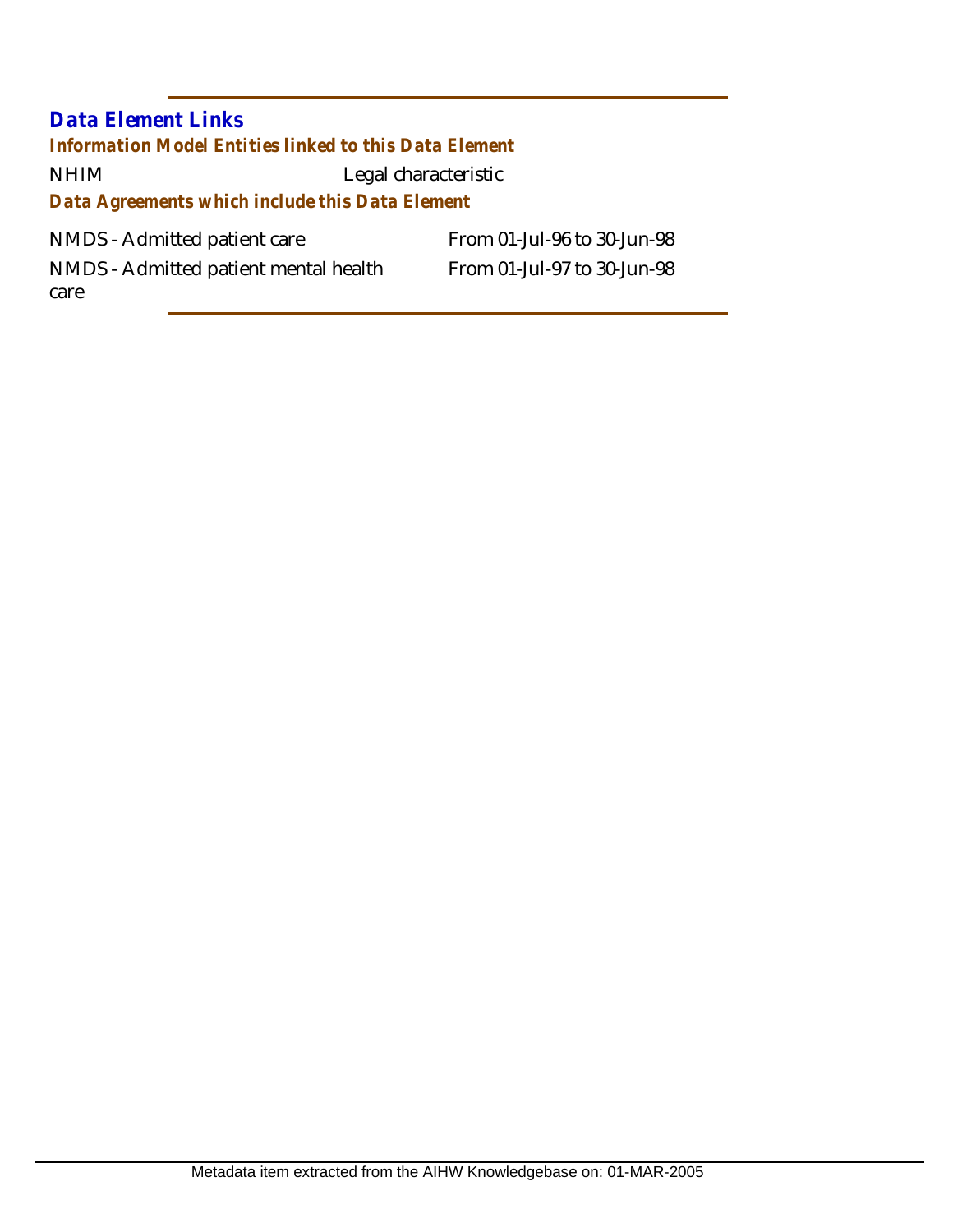## Data Element Links

### Information Model Entities linked to this Data Element

| | |
|---|---|
| NHIM | Legal characteristic |

### Data Agreements which include this Data Element

| | |
|---|---|
| NMDS - Admitted patient care | From 01-Jul-96 to 30-Jun-98 |
| NMDS - Admitted patient mental health care | From 01-Jul-97 to 30-Jun-98 |

Metadata item extracted from the AIHW Knowledgebase on: 01-MAR-2005